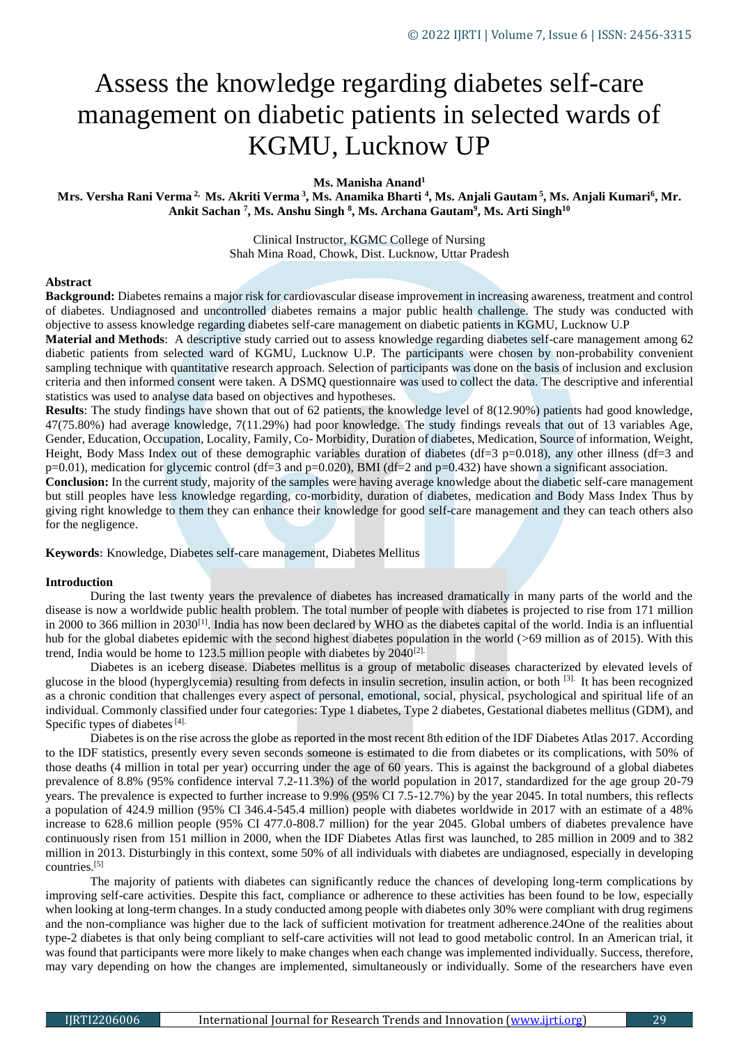# Assess the knowledge regarding diabetes self-care management on diabetic patients in selected wards of KGMU, Lucknow UP

**Ms. Manisha Anand[1]**

**Mrs. Versha Rani Verma [2,] Ms. Akriti Verma [3], Ms. Anamika Bharti [4], Ms. Anjali Gautam [5], Ms. Anjali Kumari[6], Mr. Ankit Sachan [7], Ms. Anshu Singh [8], Ms. Archana Gautam[9], Ms. Arti Singh[10]**

Clinical Instructor, KGMC College of Nursing
Shah Mina Road, Chowk, Dist. Lucknow, Uttar Pradesh

**Abstract**

**Background:** Diabetes remains a major risk for cardiovascular disease improvement in increasing awareness, treatment and control of diabetes. Undiagnosed and uncontrolled diabetes remains a major public health challenge. The study was conducted with objective to assess knowledge regarding diabetes self-care management on diabetic patients in KGMU, Lucknow U.P

**Material and Methods**: A descriptive study carried out to assess knowledge regarding diabetes self-care management among 62 diabetic patients from selected ward of KGMU, Lucknow U.P. The participants were chosen by non-probability convenient sampling technique with quantitative research approach. Selection of participants was done on the basis of inclusion and exclusion criteria and then informed consent were taken. A DSMQ questionnaire was used to collect the data. The descriptive and inferential statistics was used to analyse data based on objectives and hypotheses.

**Results**: The study findings have shown that out of 62 patients, the knowledge level of 8(12.90%) patients had good knowledge, 47(75.80%) had average knowledge, 7(11.29%) had poor knowledge. The study findings reveals that out of 13 variables Age, Gender, Education, Occupation, Locality, Family, Co- Morbidity, Duration of diabetes, Medication, Source of information, Weight, Height, Body Mass Index out of these demographic variables duration of diabetes (df=3 p=0.018), any other illness (df=3 and p=0.01), medication for glycemic control (df=3 and p=0.020), BMI (df=2 and p=0.432) have shown a significant association.

**Conclusion:** In the current study, majority of the samples were having average knowledge about the diabetic self-care management but still peoples have less knowledge regarding, co-morbidity, duration of diabetes, medication and Body Mass Index Thus by giving right knowledge to them they can enhance their knowledge for good self-care management and they can teach others also for the negligence.

**Keywords:** Knowledge, Diabetes self-care management, Diabetes Mellitus

## Introduction

During the last twenty years the prevalence of diabetes has increased dramatically in many parts of the world and the disease is now a worldwide public health problem. The total number of people with diabetes is projected to rise from 171 million in 2000 to 366 million in 2030[1]. India has now been declared by WHO as the diabetes capital of the world. India is an influential hub for the global diabetes epidemic with the second highest diabetes population in the world (>69 million as of 2015). With this trend, India would be home to 123.5 million people with diabetes by 2040[2].

Diabetes is an iceberg disease. Diabetes mellitus is a group of metabolic diseases characterized by elevated levels of glucose in the blood (hyperglycemia) resulting from defects in insulin secretion, insulin action, or both [3]. It has been recognized as a chronic condition that challenges every aspect of personal, emotional, social, physical, psychological and spiritual life of an individual. Commonly classified under four categories: Type 1 diabetes, Type 2 diabetes, Gestational diabetes mellitus (GDM), and Specific types of diabetes [4].

Diabetes is on the rise across the globe as reported in the most recent 8th edition of the IDF Diabetes Atlas 2017. According to the IDF statistics, presently every seven seconds someone is estimated to die from diabetes or its complications, with 50% of those deaths (4 million in total per year) occurring under the age of 60 years. This is against the background of a global diabetes prevalence of 8.8% (95% confidence interval 7.2-11.3%) of the world population in 2017, standardized for the age group 20-79 years. The prevalence is expected to further increase to 9.9% (95% CI 7.5-12.7%) by the year 2045. In total numbers, this reflects a population of 424.9 million (95% CI 346.4-545.4 million) people with diabetes worldwide in 2017 with an estimate of a 48% increase to 628.6 million people (95% CI 477.0-808.7 million) for the year 2045. Global umbers of diabetes prevalence have continuously risen from 151 million in 2000, when the IDF Diabetes Atlas first was launched, to 285 million in 2009 and to 382 million in 2013. Disturbingly in this context, some 50% of all individuals with diabetes are undiagnosed, especially in developing countries.[5]

The majority of patients with diabetes can significantly reduce the chances of developing long-term complications by improving self-care activities. Despite this fact, compliance or adherence to these activities has been found to be low, especially when looking at long-term changes. In a study conducted among people with diabetes only 30% were compliant with drug regimens and the non-compliance was higher due to the lack of sufficient motivation for treatment adherence.24One of the realities about type-2 diabetes is that only being compliant to self-care activities will not lead to good metabolic control. In an American trial, it was found that participants were more likely to make changes when each change was implemented individually. Success, therefore, may vary depending on how the changes are implemented, simultaneously or individually. Some of the researchers have even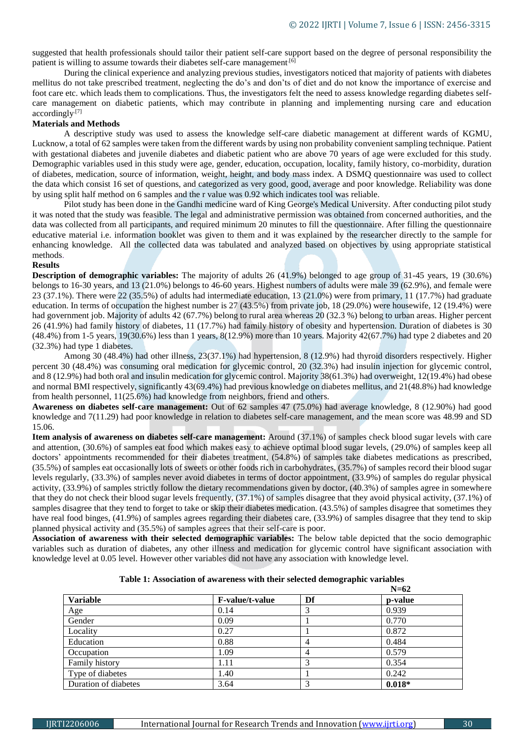suggested that health professionals should tailor their patient self-care support based on the degree of personal responsibility the patient is willing to assume towards their diabetes self-care management.[6]

During the clinical experience and analyzing previous studies, investigators noticed that majority of patients with diabetes mellitus do not take prescribed treatment, neglecting the do's and don'ts of diet and do not know the importance of exercise and foot care etc. which leads them to complications. Thus, the investigators felt the need to assess knowledge regarding diabetes self-care management on diabetic patients, which may contribute in planning and implementing nursing care and education accordingly.[7]

**Materials and Methods**

A descriptive study was used to assess the knowledge self-care diabetic management at different wards of KGMU, Lucknow, a total of 62 samples were taken from the different wards by using non probability convenient sampling technique. Patient with gestational diabetes and juvenile diabetes and diabetic patient who are above 70 years of age were excluded for this study. Demographic variables used in this study were age, gender, education, occupation, locality, family history, co-morbidity, duration of diabetes, medication, source of information, weight, height, and body mass index. A DSMQ questionnaire was used to collect the data which consist 16 set of questions, and categorized as very good, good, average and poor knowledge. Reliability was done by using split half method on 6 samples and the r value was 0.92 which indicates tool was reliable.

Pilot study has been done in the Gandhi medicine ward of King George's Medical University. After conducting pilot study it was noted that the study was feasible. The legal and administrative permission was obtained from concerned authorities, and the data was collected from all participants, and required minimum 20 minutes to fill the questionnaire. After filling the questionnaire educative material i.e. information booklet was given to them and it was explained by the researcher directly to the sample for enhancing knowledge. All the collected data was tabulated and analyzed based on objectives by using appropriate statistical methods.

**Results**

**Description of demographic variables:** The majority of adults 26 (41.9%) belonged to age group of 31-45 years, 19 (30.6%) belongs to 16-30 years, and 13 (21.0%) belongs to 46-60 years. Highest numbers of adults were male 39 (62.9%), and female were 23 (37.1%). There were 22 (35.5%) of adults had intermediate education, 13 (21.0%) were from primary, 11 (17.7%) had graduate education. In terms of occupation the highest number is 27 (43.5%) from private job, 18 (29.0%) were housewife, 12 (19.4%) were had government job. Majority of adults 42 (67.7%) belong to rural area whereas 20 (32.3 %) belong to urban areas. Higher percent 26 (41.9%) had family history of diabetes, 11 (17.7%) had family history of obesity and hypertension. Duration of diabetes is 30 (48.4%) from 1-5 years, 19(30.6%) less than 1 years, 8(12.9%) more than 10 years. Majority 42(67.7%) had type 2 diabetes and 20 (32.3%) had type 1 diabetes.

Among 30 (48.4%) had other illness, 23(37.1%) had hypertension, 8 (12.9%) had thyroid disorders respectively. Higher percent 30 (48.4%) was consuming oral medication for glycemic control, 20 (32.3%) had insulin injection for glycemic control, and 8 (12.9%) had both oral and insulin medication for glycemic control. Majority 38(61.3%) had overweight, 12(19.4%) had obese and normal BMI respectively, significantly 43(69.4%) had previous knowledge on diabetes mellitus, and 21(48.8%) had knowledge from health personnel, 11(25.6%) had knowledge from neighbors, friend and others.

**Awareness on diabetes self-care management:** Out of 62 samples 47 (75.0%) had average knowledge, 8 (12.90%) had good knowledge and 7(11.29) had poor knowledge in relation to diabetes self-care management, and the mean score was 48.99 and SD 15.06.

**Item analysis of awareness on diabetes self-care management:** Around (37.1%) of samples check blood sugar levels with care and attention, (30.6%) of samples eat food which makes easy to achieve optimal blood sugar levels, (29.0%) of samples keep all doctors' appointments recommended for their diabetes treatment, (54.8%) of samples take diabetes medications as prescribed, (35.5%) of samples eat occasionally lots of sweets or other foods rich in carbohydrates, (35.7%) of samples record their blood sugar levels regularly, (33.3%) of samples never avoid diabetes in terms of doctor appointment, (33.9%) of samples do regular physical activity, (33.9%) of samples strictly follow the dietary recommendations given by doctor, (40.3%) of samples agree in somewhere that they do not check their blood sugar levels frequently, (37.1%) of samples disagree that they avoid physical activity, (37.1%) of samples disagree that they tend to forget to take or skip their diabetes medication. (43.5%) of samples disagree that sometimes they have real food binges, (41.9%) of samples agrees regarding their diabetes care, (33.9%) of samples disagree that they tend to skip planned physical activity and (35.5%) of samples agrees that their self-care is poor.

**Association of awareness with their selected demographic variables:** The below table depicted that the socio demographic variables such as duration of diabetes, any other illness and medication for glycemic control have significant association with knowledge level at 0.05 level. However other variables did not have any association with knowledge level.

**Table 1: Association of awareness with their selected demographic variables**

N=62

| Variable | F-value/t-value | Df | p-value |
|---|---|---|---|
| Age | 0.14 | 3 | 0.939 |
| Gender | 0.09 | 1 | 0.770 |
| Locality | 0.27 | 1 | 0.872 |
| Education | 0.88 | 4 | 0.484 |
| Occupation | 1.09 | 4 | 0.579 |
| Family history | 1.11 | 3 | 0.354 |
| Type of diabetes | 1.40 | 1 | 0.242 |
| Duration of diabetes | 3.64 | 3 | **0.018*** |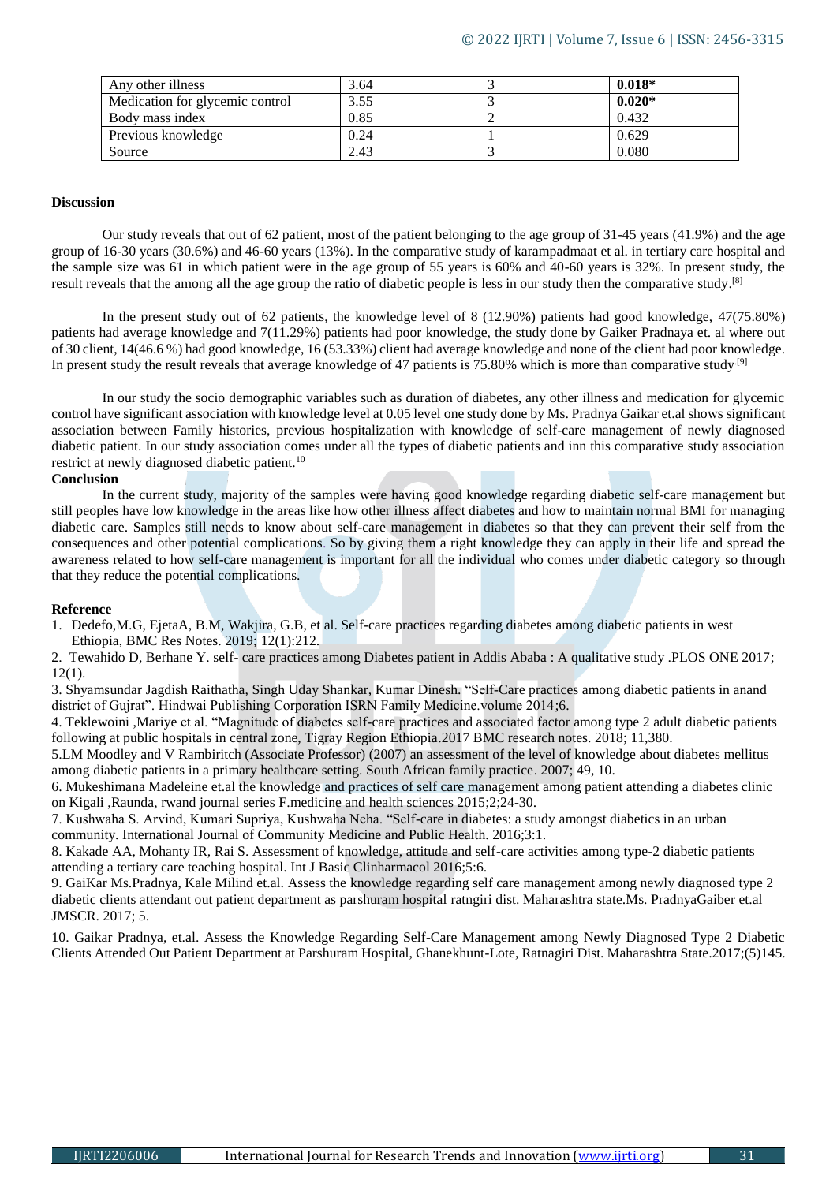| | | | |
|---|---|---|---|
| Any other illness | 3.64 | 3 | **0.018*** |
| Medication for glycemic control | 3.55 | 3 | **0.020*** |
| Body mass index | 0.85 | 2 | 0.432 |
| Previous knowledge | 0.24 | 1 | 0.629 |
| Source | 2.43 | 3 | 0.080 |

### Discussion

Our study reveals that out of 62 patient, most of the patient belonging to the age group of 31-45 years (41.9%) and the age group of 16-30 years (30.6%) and 46-60 years (13%). In the comparative study of karampadmaat et al. in tertiary care hospital and the sample size was 61 in which patient were in the age group of 55 years is 60% and 40-60 years is 32%. In present study, the result reveals that the among all the age group the ratio of diabetic people is less in our study then the comparative study.[8]

In the present study out of 62 patients, the knowledge level of 8 (12.90%) patients had good knowledge, 47(75.80%) patients had average knowledge and 7(11.29%) patients had poor knowledge, the study done by Gaiker Pradnaya et. al where out of 30 client, 14(46.6 %) had good knowledge, 16 (53.33%) client had average knowledge and none of the client had poor knowledge. In present study the result reveals that average knowledge of 47 patients is 75.80% which is more than comparative study.[9]

In our study the socio demographic variables such as duration of diabetes, any other illness and medication for glycemic control have significant association with knowledge level at 0.05 level one study done by Ms. Pradnya Gaikar et.al shows significant association between Family histories, previous hospitalization with knowledge of self-care management of newly diagnosed diabetic patient. In our study association comes under all the types of diabetic patients and inn this comparative study association restrict at newly diagnosed diabetic patient.[10]

### Conclusion

In the current study, majority of the samples were having good knowledge regarding diabetic self-care management but still peoples have low knowledge in the areas like how other illness affect diabetes and how to maintain normal BMI for managing diabetic care. Samples still needs to know about self-care management in diabetes so that they can prevent their self from the consequences and other potential complications. So by giving them a right knowledge they can apply in their life and spread the awareness related to how self-care management is important for all the individual who comes under diabetic category so through that they reduce the potential complications.

### Reference

1. Dedefo,M.G, EjetaA, B.M, Wakjira, G.B, et al. Self-care practices regarding diabetes among diabetic patients in west Ethiopia, BMC Res Notes. 2019; 12(1):212.
2. Tewahido D, Berhane Y. self- care practices among Diabetes patient in Addis Ababa : A qualitative study .PLOS ONE 2017; 12(1).
3. Shyamsundar Jagdish Raithatha, Singh Uday Shankar, Kumar Dinesh. “Self-Care practices among diabetic patients in anand district of Gujrat”. Hindwai Publishing Corporation ISRN Family Medicine.volume 2014;6.
4. Teklewoini ,Mariye et al. “Magnitude of diabetes self-care practices and associated factor among type 2 adult diabetic patients following at public hospitals in central zone, Tigray Region Ethiopia.2017 BMC research notes. 2018; 11,380.
5. LM Moodley and V Rambiritch (Associate Professor) (2007) an assessment of the level of knowledge about diabetes mellitus among diabetic patients in a primary healthcare setting. South African family practice. 2007; 49, 10.
6. Mukeshimana Madeleine et.al the knowledge and practices of self care management among patient attending a diabetes clinic on Kigali ,Raunda, rwand journal series F.medicine and health sciences 2015;2;24-30.
7. Kushwaha S. Arvind, Kumari Supriya, Kushwaha Neha. “Self-care in diabetes: a study amongst diabetics in an urban community. International Journal of Community Medicine and Public Health. 2016;3:1.
8. Kakade AA, Mohanty IR, Rai S. Assessment of knowledge, attitude and self-care activities among type-2 diabetic patients attending a tertiary care teaching hospital. Int J Basic Clinharmacol 2016;5:6.
9. GaiKar Ms.Pradnya, Kale Milind et.al. Assess the knowledge regarding self care management among newly diagnosed type 2 diabetic clients attendant out patient department as parshuram hospital ratngiri dist. Maharashtra state.Ms. PradnyaGaiber et.al JMSCR. 2017; 5.
10. Gaikar Pradnya, et.al. Assess the Knowledge Regarding Self-Care Management among Newly Diagnosed Type 2 Diabetic Clients Attended Out Patient Department at Parshuram Hospital, Ghanekhunt-Lote, Ratnagiri Dist. Maharashtra State.2017;(5)145.